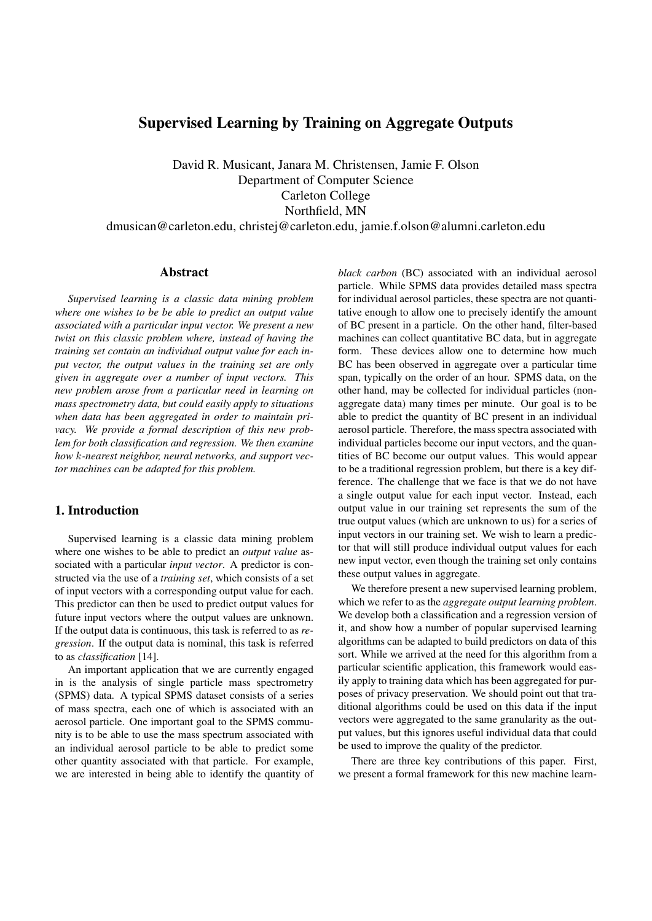# Supervised Learning by Training on Aggregate Outputs

David R. Musicant, Janara M. Christensen, Jamie F. Olson
Department of Computer Science
Carleton College
Northfield, MN
dmusican@carleton.edu, christej@carleton.edu, jamie.f.olson@alumni.carleton.edu

## Abstract

*Supervised learning is a classic data mining problem where one wishes to be be able to predict an output value associated with a particular input vector. We present a new twist on this classic problem where, instead of having the training set contain an individual output value for each input vector, the output values in the training set are only given in aggregate over a number of input vectors. This new problem arose from a particular need in learning on mass spectrometry data, but could easily apply to situations when data has been aggregated in order to maintain privacy. We provide a formal description of this new problem for both classification and regression. We then examine how $k$-nearest neighbor, neural networks, and support vector machines can be adapted for this problem.*

## 1. Introduction

Supervised learning is a classic data mining problem where one wishes to be able to predict an *output value* associated with a particular *input vector*. A predictor is constructed via the use of a *training set*, which consists of a set of input vectors with a corresponding output value for each. This predictor can then be used to predict output values for future input vectors where the output values are unknown. If the output data is continuous, this task is referred to as *regression*. If the output data is nominal, this task is referred to as *classification* [14].

An important application that we are currently engaged in is the analysis of single particle mass spectrometry (SPMS) data. A typical SPMS dataset consists of a series of mass spectra, each one of which is associated with an aerosol particle. One important goal to the SPMS community is to be able to use the mass spectrum associated with an individual aerosol particle to be able to predict some other quantity associated with that particle. For example, we are interested in being able to identify the quantity of *black carbon* (BC) associated with an individual aerosol particle. While SPMS data provides detailed mass spectra for individual aerosol particles, these spectra are not quantitative enough to allow one to precisely identify the amount of BC present in a particle. On the other hand, filter-based machines can collect quantitative BC data, but in aggregate form. These devices allow one to determine how much BC has been observed in aggregate over a particular time span, typically on the order of an hour. SPMS data, on the other hand, may be collected for individual particles (non-aggregate data) many times per minute. Our goal is to be able to predict the quantity of BC present in an individual aerosol particle. Therefore, the mass spectra associated with individual particles become our input vectors, and the quantities of BC become our output values. This would appear to be a traditional regression problem, but there is a key difference. The challenge that we face is that we do not have a single output value for each input vector. Instead, each output value in our training set represents the sum of the true output values (which are unknown to us) for a series of input vectors in our training set. We wish to learn a predictor that will still produce individual output values for each new input vector, even though the training set only contains these output values in aggregate.

We therefore present a new supervised learning problem, which we refer to as the *aggregate output learning problem*. We develop both a classification and a regression version of it, and show how a number of popular supervised learning algorithms can be adapted to build predictors on data of this sort. While we arrived at the need for this algorithm from a particular scientific application, this framework would easily apply to training data which has been aggregated for purposes of privacy preservation. We should point out that traditional algorithms could be used on this data if the input vectors were aggregated to the same granularity as the output values, but this ignores useful individual data that could be used to improve the quality of the predictor.

There are three key contributions of this paper. First, we present a formal framework for this new machine learn-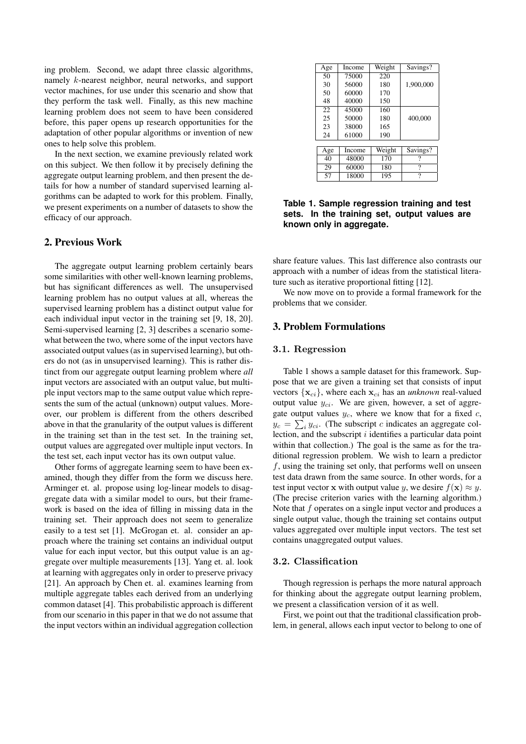ing problem. Second, we adapt three classic algorithms, namely $k$-nearest neighbor, neural networks, and support vector machines, for use under this scenario and show that they perform the task well. Finally, as this new machine learning problem does not seem to have been considered before, this paper opens up research opportunities for the adaptation of other popular algorithms or invention of new ones to help solve this problem.

In the next section, we examine previously related work on this subject. We then follow it by precisely defining the aggregate output learning problem, and then present the details for how a number of standard supervised learning algorithms can be adapted to work for this problem. Finally, we present experiments on a number of datasets to show the efficacy of our approach.

## 2. Previous Work

The aggregate output learning problem certainly bears some similarities with other well-known learning problems, but has significant differences as well. The unsupervised learning problem has no output values at all, whereas the supervised learning problem has a distinct output value for each individual input vector in the training set [9, 18, 20]. Semi-supervised learning [2, 3] describes a scenario somewhat between the two, where some of the input vectors have associated output values (as in supervised learning), but others do not (as in unsupervised learning). This is rather distinct from our aggregate output learning problem where *all* input vectors are associated with an output value, but multiple input vectors map to the same output value which represents the sum of the actual (unknown) output values. Moreover, our problem is different from the others described above in that the granularity of the output values is different in the training set than in the test set. In the training set, output values are aggregated over multiple input vectors. In the test set, each input vector has its own output value.

Other forms of aggregate learning seem to have been examined, though they differ from the form we discuss here. Arminger et. al. propose using log-linear models to disaggregate data with a similar model to ours, but their framework is based on the idea of filling in missing data in the training set. Their approach does not seem to generalize easily to a test set [1]. McGrogan et. al. consider an approach where the training set contains an individual output value for each input vector, but this output value is an aggregate over multiple measurements [13]. Yang et. al. look at learning with aggregates only in order to preserve privacy [21]. An approach by Chen et. al. examines learning from multiple aggregate tables each derived from an underlying common dataset [4]. This probabilistic approach is different from our scenario in this paper in that we do not assume that the input vectors within an individual aggregation collection share feature values. This last difference also contrasts our approach with a number of ideas from the statistical literature such as iterative proportional fitting [12].

| Age | Income | Weight | Savings? |
|---|---|---|---|
| 50 | 75000 | 220 | |
| 30 | 56000 | 180 | 1,900,000 |
| 50 | 60000 | 170 | |
| 48 | 40000 | 150 | |
| 22 | 45000 | 160 | |
| 25 | 50000 | 180 | 400,000 |
| 23 | 38000 | 165 | |
| 24 | 61000 | 190 | |

| Age | Income | Weight | Savings? |
|---|---|---|---|
| 40 | 48000 | 170 | ? |
| 29 | 60000 | 180 | ? |
| 57 | 18000 | 195 | ? |

**Table 1. Sample regression training and test sets. In the training set, output values are known only in aggregate.**

We now move on to provide a formal framework for the problems that we consider.

## 3. Problem Formulations

### 3.1. Regression

Table 1 shows a sample dataset for this framework. Suppose that we are given a training set that consists of input vectors $\{\mathbf{x}_{ci}\}$, where each $\mathbf{x}_{ci}$ has an *unknown* real-valued output value $y_{ci}$. We are given, however, a set of aggregate output values $y_c$, where we know that for a fixed $c$, $y_c = \sum_i y_{ci}$. (The subscript $c$ indicates an aggregate collection, and the subscript $i$ identifies a particular data point within that collection.) The goal is the same as for the traditional regression problem. We wish to learn a predictor $f$, using the training set only, that performs well on unseen test data drawn from the same source. In other words, for a test input vector $\mathbf{x}$ with output value $y$, we desire $f(\mathbf{x}) \approx y$. (The precise criterion varies with the learning algorithm.) Note that $f$ operates on a single input vector and produces a single output value, though the training set contains output values aggregated over multiple input vectors. The test set contains unaggregated output values.

### 3.2. Classification

Though regression is perhaps the more natural approach for thinking about the aggregate output learning problem, we present a classification version of it as well.

First, we point out that the traditional classification problem, in general, allows each input vector to belong to one of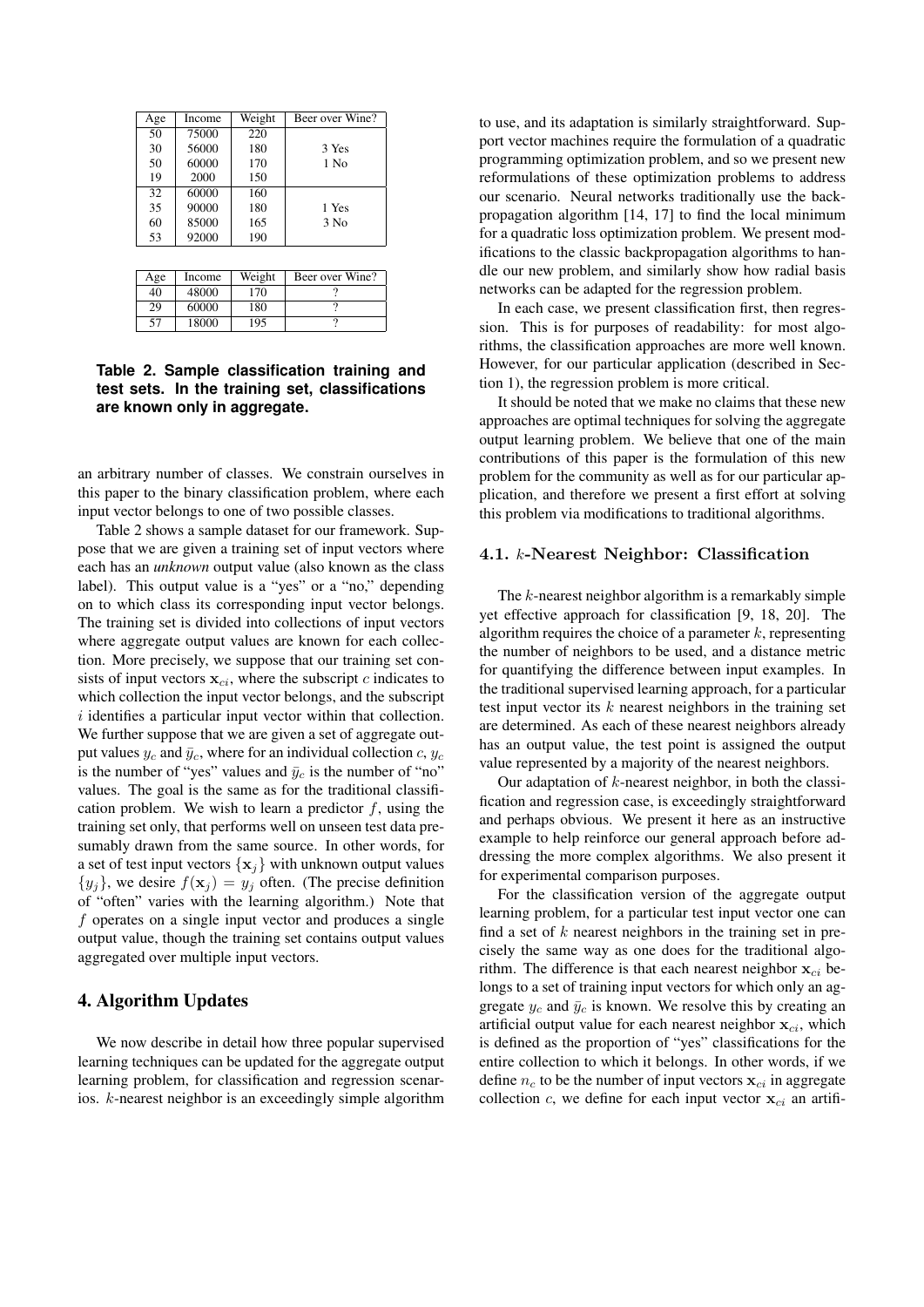| Age | Income | Weight | Beer over Wine? |
|---|---|---|---|
| 50 | 75000 | 220 | |
| 30 | 56000 | 180 | 3 Yes |
| 50 | 60000 | 170 | 1 No |
| 19 | 2000 | 150 | |
| 32 | 60000 | 160 | |
| 35 | 90000 | 180 | 1 Yes |
| 60 | 85000 | 165 | 3 No |
| 53 | 92000 | 190 | |

| Age | Income | Weight | Beer over Wine? |
|---|---|---|---|
| 40 | 48000 | 170 | ? |
| 29 | 60000 | 180 | ? |
| 57 | 18000 | 195 | ? |

**Table 2. Sample classification training and test sets. In the training set, classifications are known only in aggregate.**

an arbitrary number of classes. We constrain ourselves in this paper to the binary classification problem, where each input vector belongs to one of two possible classes.

Table 2 shows a sample dataset for our framework. Suppose that we are given a training set of input vectors where each has an *unknown* output value (also known as the class label). This output value is a "yes" or a "no," depending on to which class its corresponding input vector belongs. The training set is divided into collections of input vectors where aggregate output values are known for each collection. More precisely, we suppose that our training set consists of input vectors $\mathbf{x}_{ci}$, where the subscript $c$ indicates to which collection the input vector belongs, and the subscript $i$ identifies a particular input vector within that collection. We further suppose that we are given a set of aggregate output values $y_c$ and $\bar{y}_c$, where for an individual collection $c$, $y_c$ is the number of "yes" values and $\bar{y}_c$ is the number of "no" values. The goal is the same as for the traditional classification problem. We wish to learn a predictor $f$, using the training set only, that performs well on unseen test data presumably drawn from the same source. In other words, for a set of test input vectors $\{\mathbf{x}_j\}$ with unknown output values $\{y_j\}$, we desire $f(\mathbf{x}_j) = y_j$ often. (The precise definition of "often" varies with the learning algorithm.) Note that $f$ operates on a single input vector and produces a single output value, though the training set contains output values aggregated over multiple input vectors.

## 4. Algorithm Updates

We now describe in detail how three popular supervised learning techniques can be updated for the aggregate output learning problem, for classification and regression scenarios. $k$-nearest neighbor is an exceedingly simple algorithm to use, and its adaptation is similarly straightforward. Support vector machines require the formulation of a quadratic programming optimization problem, and so we present new reformulations of these optimization problems to address our scenario. Neural networks traditionally use the backpropagation algorithm [14, 17] to find the local minimum for a quadratic loss optimization problem. We present modifications to the classic backpropagation algorithms to handle our new problem, and similarly show how radial basis networks can be adapted for the regression problem.

In each case, we present classification first, then regression. This is for purposes of readability: for most algorithms, the classification approaches are more well known. However, for our particular application (described in Section 1), the regression problem is more critical.

It should be noted that we make no claims that these new approaches are optimal techniques for solving the aggregate output learning problem. We believe that one of the main contributions of this paper is the formulation of this new problem for the community as well as for our particular application, and therefore we present a first effort at solving this problem via modifications to traditional algorithms.

### 4.1. $k$-Nearest Neighbor: Classification

The $k$-nearest neighbor algorithm is a remarkably simple yet effective approach for classification [9, 18, 20]. The algorithm requires the choice of a parameter $k$, representing the number of neighbors to be used, and a distance metric for quantifying the difference between input examples. In the traditional supervised learning approach, for a particular test input vector its $k$ nearest neighbors in the training set are determined. As each of these nearest neighbors already has an output value, the test point is assigned the output value represented by a majority of the nearest neighbors.

Our adaptation of $k$-nearest neighbor, in both the classification and regression case, is exceedingly straightforward and perhaps obvious. We present it here as an instructive example to help reinforce our general approach before addressing the more complex algorithms. We also present it for experimental comparison purposes.

For the classification version of the aggregate output learning problem, for a particular test input vector one can find a set of $k$ nearest neighbors in the training set in precisely the same way as one does for the traditional algorithm. The difference is that each nearest neighbor $\mathbf{x}_{ci}$ belongs to a set of training input vectors for which only an aggregate $y_c$ and $\bar{y}_c$ is known. We resolve this by creating an artificial output value for each nearest neighbor $\mathbf{x}_{ci}$, which is defined as the proportion of "yes" classifications for the entire collection to which it belongs. In other words, if we define $n_c$ to be the number of input vectors $\mathbf{x}_{ci}$ in aggregate collection $c$, we define for each input vector $\mathbf{x}_{ci}$ an artifi-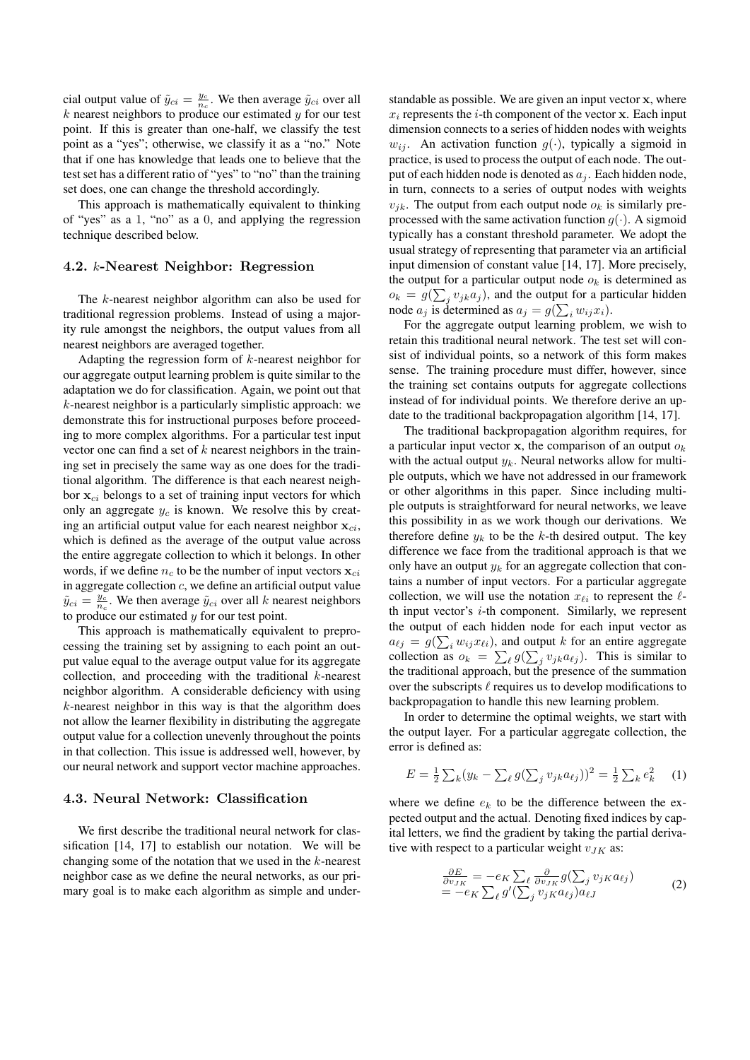cial output value of $\tilde{y}_{ci} = \frac{y_c}{n_c}$. We then average $\tilde{y}_{ci}$ over all $k$ nearest neighbors to produce our estimated $y$ for our test point. If this is greater than one-half, we classify the test point as a "yes"; otherwise, we classify it as a "no." Note that if one has knowledge that leads one to believe that the test set has a different ratio of "yes" to "no" than the training set does, one can change the threshold accordingly.

This approach is mathematically equivalent to thinking of "yes" as a 1, "no" as a 0, and applying the regression technique described below.

### 4.2. $k$-Nearest Neighbor: Regression

The $k$-nearest neighbor algorithm can also be used for traditional regression problems. Instead of using a majority rule amongst the neighbors, the output values from all nearest neighbors are averaged together.

Adapting the regression form of $k$-nearest neighbor for our aggregate output learning problem is quite similar to the adaptation we do for classification. Again, we point out that $k$-nearest neighbor is a particularly simplistic approach: we demonstrate this for instructional purposes before proceeding to more complex algorithms. For a particular test input vector one can find a set of $k$ nearest neighbors in the training set in precisely the same way as one does for the traditional algorithm. The difference is that each nearest neighbor $\mathbf{x}_{ci}$ belongs to a set of training input vectors for which only an aggregate $y_c$ is known. We resolve this by creating an artificial output value for each nearest neighbor $\mathbf{x}_{ci}$, which is defined as the average of the output value across the entire aggregate collection to which it belongs. In other words, if we define $n_c$ to be the number of input vectors $\mathbf{x}_{ci}$ in aggregate collection $c$, we define an artificial output value $\tilde{y}_{ci} = \frac{y_c}{n_c}$. We then average $\tilde{y}_{ci}$ over all $k$ nearest neighbors to produce our estimated $y$ for our test point.

This approach is mathematically equivalent to preprocessing the training set by assigning to each point an output value equal to the average output value for its aggregate collection, and proceeding with the traditional $k$-nearest neighbor algorithm. A considerable deficiency with using $k$-nearest neighbor in this way is that the algorithm does not allow the learner flexibility in distributing the aggregate output value for a collection unevenly throughout the points in that collection. This issue is addressed well, however, by our neural network and support vector machine approaches.

### 4.3. Neural Network: Classification

We first describe the traditional neural network for classification [14, 17] to establish our notation. We will be changing some of the notation that we used in the $k$-nearest neighbor case as we define the neural networks, as our primary goal is to make each algorithm as simple and understandable as possible. We are given an input vector $\mathbf{x}$, where $x_i$ represents the $i$-th component of the vector $\mathbf{x}$. Each input dimension connects to a series of hidden nodes with weights $w_{ij}$. An activation function $g(\cdot)$, typically a sigmoid in practice, is used to process the output of each node. The output of each hidden node is denoted as $a_j$. Each hidden node, in turn, connects to a series of output nodes with weights $v_{jk}$. The output from each output node $o_k$ is similarly preprocessed with the same activation function $g(\cdot)$. A sigmoid typically has a constant threshold parameter. We adopt the usual strategy of representing that parameter via an artificial input dimension of constant value [14, 17]. More precisely, the output for a particular output node $o_k$ is determined as $o_k = g(\sum_j v_{jk} a_j)$, and the output for a particular hidden node $a_j$ is determined as $a_j = g(\sum_i w_{ij} x_i)$.

For the aggregate output learning problem, we wish to retain this traditional neural network. The test set will consist of individual points, so a network of this form makes sense. The training procedure must differ, however, since the training set contains outputs for aggregate collections instead of for individual points. We therefore derive an update to the traditional backpropagation algorithm [14, 17].

The traditional backpropagation algorithm requires, for a particular input vector $\mathbf{x}$, the comparison of an output $o_k$ with the actual output $y_k$. Neural networks allow for multiple outputs, which we have not addressed in our framework or other algorithms in this paper. Since including multiple outputs is straightforward for neural networks, we leave this possibility in as we work though our derivations. We therefore define $y_k$ to be the $k$-th desired output. The key difference we face from the traditional approach is that we only have an output $y_k$ for an aggregate collection that contains a number of input vectors. For a particular aggregate collection, we will use the notation $x_{\ell i}$ to represent the $\ell$-th input vector's $i$-th component. Similarly, we represent the output of each hidden node for each input vector as $a_{\ell j} = g(\sum_i w_{ij} x_{\ell i})$, and output $k$ for an entire aggregate collection as $o_k = \sum_\ell g(\sum_j v_{jk} a_{\ell j})$. This is similar to the traditional approach, but the presence of the summation over the subscripts $\ell$ requires us to develop modifications to backpropagation to handle this new learning problem.

In order to determine the optimal weights, we start with the output layer. For a particular aggregate collection, the error is defined as:

$$E = \frac{1}{2}\sum_k (y_k - \sum_\ell g(\sum_j v_{jk} a_{\ell j}))^2 = \frac{1}{2}\sum_k e_k^2 \quad (1)$$

where we define $e_k$ to be the difference between the expected output and the actual. Denoting fixed indices by capital letters, we find the gradient by taking the partial derivative with respect to a particular weight $v_{JK}$ as:

$$\begin{aligned}\frac{\partial E}{\partial v_{JK}} &= -e_K \sum_\ell \frac{\partial}{\partial v_{JK}} g(\sum_j v_{jK} a_{\ell j}) \\ &= -e_K \sum_\ell g'(\sum_j v_{jK} a_{\ell j}) a_{\ell J}\end{aligned} \quad (2)$$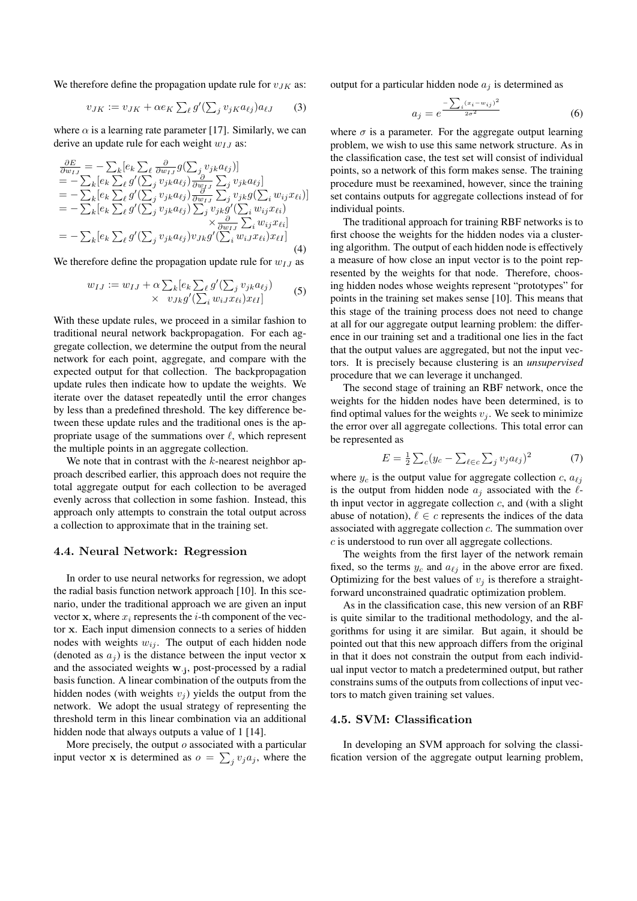We therefore define the propagation update rule for $v_{JK}$ as:

$$v_{JK} := v_{JK} + \alpha e_K \sum_\ell g'(\sum_j v_{jK} a_{\ell j}) a_{\ell J} \tag{3}$$

where $\alpha$ is a learning rate parameter [17]. Similarly, we can derive an update rule for each weight $w_{IJ}$ as:

$$\begin{aligned}
\frac{\partial E}{\partial w_{IJ}} &= -\sum_k [e_k \sum_\ell \frac{\partial}{\partial w_{IJ}} g(\sum_j v_{jk} a_{\ell j})] \\
&= -\sum_k [e_k \sum_\ell g'(\sum_j v_{jk} a_{\ell j}) \frac{\partial}{\partial w_{IJ}} \sum_j v_{jk} a_{\ell j}] \\
&= -\sum_k [e_k \sum_\ell g'(\sum_j v_{jk} a_{\ell j}) \frac{\partial}{\partial w_{IJ}} \sum_j v_{jk} g(\sum_i w_{ij} x_{\ell i})] \\
&= -\sum_k [e_k \sum_\ell g'(\sum_j v_{jk} a_{\ell j}) \sum_j v_{jk} g'(\sum_i w_{ij} x_{\ell i}) \\
&\qquad \times \frac{\partial}{\partial w_{IJ}} \sum_i w_{ij} x_{\ell i}] \\
&= -\sum_k [e_k \sum_\ell g'(\sum_j v_{jk} a_{\ell j}) v_{Jk} g'(\sum_i w_{iJ} x_{\ell i}) x_{\ell I}]
\end{aligned} \tag{4}$$

We therefore define the propagation update rule for $w_{IJ}$ as

$$\begin{aligned}
w_{IJ} := w_{IJ} + \alpha \sum_k [e_k \sum_\ell g'(\sum_j v_{jk} a_{\ell j}) \\
\times \ v_{Jk} g'(\sum_i w_{iJ} x_{\ell i}) x_{\ell I}]
\end{aligned} \tag{5}$$

With these update rules, we proceed in a similar fashion to traditional neural network backpropagation. For each aggregate collection, we determine the output from the neural network for each point, aggregate, and compare with the expected output for that collection. The backpropagation update rules then indicate how to update the weights. We iterate over the dataset repeatedly until the error changes by less than a predefined threshold. The key difference between these update rules and the traditional ones is the appropriate usage of the summations over $\ell$, which represent the multiple points in an aggregate collection.

We note that in contrast with the $k$-nearest neighbor approach described earlier, this approach does not require the total aggregate output for each collection to be averaged evenly across that collection in some fashion. Instead, this approach only attempts to constrain the total output across a collection to approximate that in the training set.

### 4.4. Neural Network: Regression

In order to use neural networks for regression, we adopt the radial basis function network approach [10]. In this scenario, under the traditional approach we are given an input vector $\mathbf{x}$, where $x_i$ represents the $i$-th component of the vector $\mathbf{x}$. Each input dimension connects to a series of hidden nodes with weights $w_{ij}$. The output of each hidden node (denoted as $a_j$) is the distance between the input vector $\mathbf{x}$ and the associated weights $\mathbf{w}_{\cdot \mathbf{j}}$, post-processed by a radial basis function. A linear combination of the outputs from the hidden nodes (with weights $v_j$) yields the output from the network. We adopt the usual strategy of representing the threshold term in this linear combination via an additional hidden node that always outputs a value of 1 [14].

More precisely, the output $o$ associated with a particular input vector $\mathbf{x}$ is determined as $o = \sum_j v_j a_j$, where the output for a particular hidden node $a_j$ is determined as

$$a_j = e^{\frac{-\sum_i (x_i - w_{ij})^2}{2\sigma^2}} \tag{6}$$

where $\sigma$ is a parameter. For the aggregate output learning problem, we wish to use this same network structure. As in the classification case, the test set will consist of individual points, so a network of this form makes sense. The training procedure must be reexamined, however, since the training set contains outputs for aggregate collections instead of for individual points.

The traditional approach for training RBF networks is to first choose the weights for the hidden nodes via a clustering algorithm. The output of each hidden node is effectively a measure of how close an input vector is to the point represented by the weights for that node. Therefore, choosing hidden nodes whose weights represent "prototypes" for points in the training set makes sense [10]. This means that this stage of the training process does not need to change at all for our aggregate output learning problem: the difference in our training set and a traditional one lies in the fact that the output values are aggregated, but not the input vectors. It is precisely because clustering is an *unsupervised* procedure that we can leverage it unchanged.

The second stage of training an RBF network, once the weights for the hidden nodes have been determined, is to find optimal values for the weights $v_j$. We seek to minimize the error over all aggregate collections. This total error can be represented as

$$E = \frac{1}{2} \sum_c (y_c - \sum_{\ell \in c} \sum_j v_j a_{\ell j})^2 \tag{7}$$

where $y_c$ is the output value for aggregate collection $c$, $a_{\ell j}$ is the output from hidden node $a_j$ associated with the $\ell$-th input vector in aggregate collection $c$, and (with a slight abuse of notation), $\ell \in c$ represents the indices of the data associated with aggregate collection $c$. The summation over $c$ is understood to run over all aggregate collections.

The weights from the first layer of the network remain fixed, so the terms $y_c$ and $a_{\ell j}$ in the above error are fixed. Optimizing for the best values of $v_j$ is therefore a straightforward unconstrained quadratic optimization problem.

As in the classification case, this new version of an RBF is quite similar to the traditional methodology, and the algorithms for using it are similar. But again, it should be pointed out that this new approach differs from the original in that it does not constrain the output from each individual input vector to match a predetermined output, but rather constrains sums of the outputs from collections of input vectors to match given training set values.

### 4.5. SVM: Classification

In developing an SVM approach for solving the classification version of the aggregate output learning problem,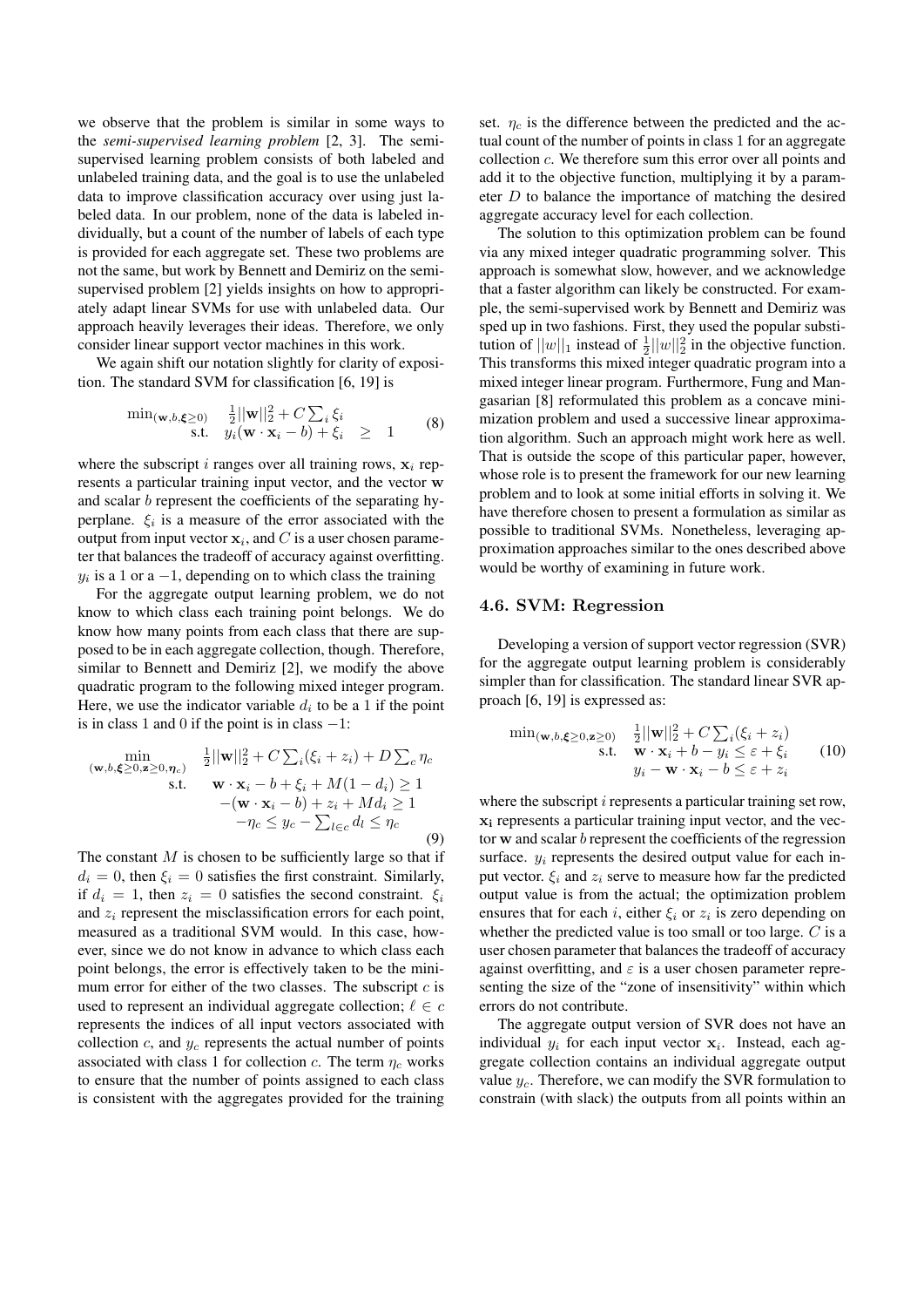we observe that the problem is similar in some ways to the *semi-supervised learning problem* [2, 3]. The semi-supervised learning problem consists of both labeled and unlabeled training data, and the goal is to use the unlabeled data to improve classification accuracy over using just labeled data. In our problem, none of the data is labeled individually, but a count of the number of labels of each type is provided for each aggregate set. These two problems are not the same, but work by Bennett and Demiriz on the semi-supervised problem [2] yields insights on how to appropriately adapt linear SVMs for use with unlabeled data. Our approach heavily leverages their ideas. Therefore, we only consider linear support vector machines in this work.

We again shift our notation slightly for clarity of exposition. The standard SVM for classification [6, 19] is

$$
\begin{aligned}
\min_{(\mathbf{w},b,\boldsymbol{\xi}\geq 0)} \quad & \tfrac{1}{2}||\mathbf{w}||_2^2 + C\textstyle\sum_i \xi_i \\
\text{s.t.} \quad & y_i(\mathbf{w}\cdot\mathbf{x}_i - b) + \xi_i \geq 1
\end{aligned}
\tag{8}
$$

where the subscript $i$ ranges over all training rows, $\mathbf{x}_i$ represents a particular training input vector, and the vector $\mathbf{w}$ and scalar $b$ represent the coefficients of the separating hyperplane. $\xi_i$ is a measure of the error associated with the output from input vector $\mathbf{x}_i$, and $C$ is a user chosen parameter that balances the tradeoff of accuracy against overfitting. $y_i$ is a 1 or a $-1$, depending on to which class the training

For the aggregate output learning problem, we do not know to which class each training point belongs. We do know how many points from each class that there are supposed to be in each aggregate collection, though. Therefore, similar to Bennett and Demiriz [2], we modify the above quadratic program to the following mixed integer program. Here, we use the indicator variable $d_i$ to be a 1 if the point is in class 1 and 0 if the point is in class $-1$:

$$
\begin{aligned}
\min_{(\mathbf{w},b,\boldsymbol{\xi}\geq 0,\mathbf{z}\geq 0,\boldsymbol{\eta}_c)} \quad & \tfrac{1}{2}||\mathbf{w}||_2^2 + C\textstyle\sum_i(\xi_i + z_i) + D\sum_c \eta_c \\
\text{s.t.} \quad & \mathbf{w}\cdot\mathbf{x}_i - b + \xi_i + M(1-d_i) \geq 1 \\
& -(\mathbf{w}\cdot\mathbf{x}_i - b) + z_i + Md_i \geq 1 \\
& -\eta_c \leq y_c - \textstyle\sum_{l\in c} d_l \leq \eta_c
\end{aligned}
\tag{9}
$$

The constant $M$ is chosen to be sufficiently large so that if $d_i = 0$, then $\xi_i = 0$ satisfies the first constraint. Similarly, if $d_i = 1$, then $z_i = 0$ satisfies the second constraint. $\xi_i$ and $z_i$ represent the misclassification errors for each point, measured as a traditional SVM would. In this case, however, since we do not know in advance to which class each point belongs, the error is effectively taken to be the minimum error for either of the two classes. The subscript $c$ is used to represent an individual aggregate collection; $\ell \in c$ represents the indices of all input vectors associated with collection $c$, and $y_c$ represents the actual number of points associated with class 1 for collection $c$. The term $\eta_c$ works to ensure that the number of points assigned to each class is consistent with the aggregates provided for the training set. $\eta_c$ is the difference between the predicted and the actual count of the number of points in class 1 for an aggregate collection $c$. We therefore sum this error over all points and add it to the objective function, multiplying it by a parameter $D$ to balance the importance of matching the desired aggregate accuracy level for each collection.

The solution to this optimization problem can be found via any mixed integer quadratic programming solver. This approach is somewhat slow, however, and we acknowledge that a faster algorithm can likely be constructed. For example, the semi-supervised work by Bennett and Demiriz was sped up in two fashions. First, they used the popular substitution of $||w||_1$ instead of $\frac{1}{2}||w||_2^2$ in the objective function. This transforms this mixed integer quadratic program into a mixed integer linear program. Furthermore, Fung and Mangasarian [8] reformulated this problem as a concave minimization problem and used a successive linear approximation algorithm. Such an approach might work here as well. That is outside the scope of this particular paper, however, whose role is to present the framework for our new learning problem and to look at some initial efforts in solving it. We have therefore chosen to present a formulation as similar as possible to traditional SVMs. Nonetheless, leveraging approximation approaches similar to the ones described above would be worthy of examining in future work.

### 4.6. SVM: Regression

Developing a version of support vector regression (SVR) for the aggregate output learning problem is considerably simpler than for classification. The standard linear SVR approach [6, 19] is expressed as:

$$
\begin{aligned}
\min_{(\mathbf{w},b,\boldsymbol{\xi}\geq 0,\mathbf{z}\geq 0)} \quad & \tfrac{1}{2}||\mathbf{w}||_2^2 + C\textstyle\sum_i(\xi_i + z_i) \\
\text{s.t.} \quad & \mathbf{w}\cdot\mathbf{x}_i + b - y_i \leq \varepsilon + \xi_i \\
& y_i - \mathbf{w}\cdot\mathbf{x}_i - b \leq \varepsilon + z_i
\end{aligned}
\tag{10}
$$

where the subscript $i$ represents a particular training set row, $\mathbf{x_i}$ represents a particular training input vector, and the vector $\mathbf{w}$ and scalar $b$ represent the coefficients of the regression surface. $y_i$ represents the desired output value for each input vector. $\xi_i$ and $z_i$ serve to measure how far the predicted output value is from the actual; the optimization problem ensures that for each $i$, either $\xi_i$ or $z_i$ is zero depending on whether the predicted value is too small or too large. $C$ is a user chosen parameter that balances the tradeoff of accuracy against overfitting, and $\varepsilon$ is a user chosen parameter representing the size of the "zone of insensitivity" within which errors do not contribute.

The aggregate output version of SVR does not have an individual $y_i$ for each input vector $\mathbf{x}_i$. Instead, each aggregate collection contains an individual aggregate output value $y_c$. Therefore, we can modify the SVR formulation to constrain (with slack) the outputs from all points within an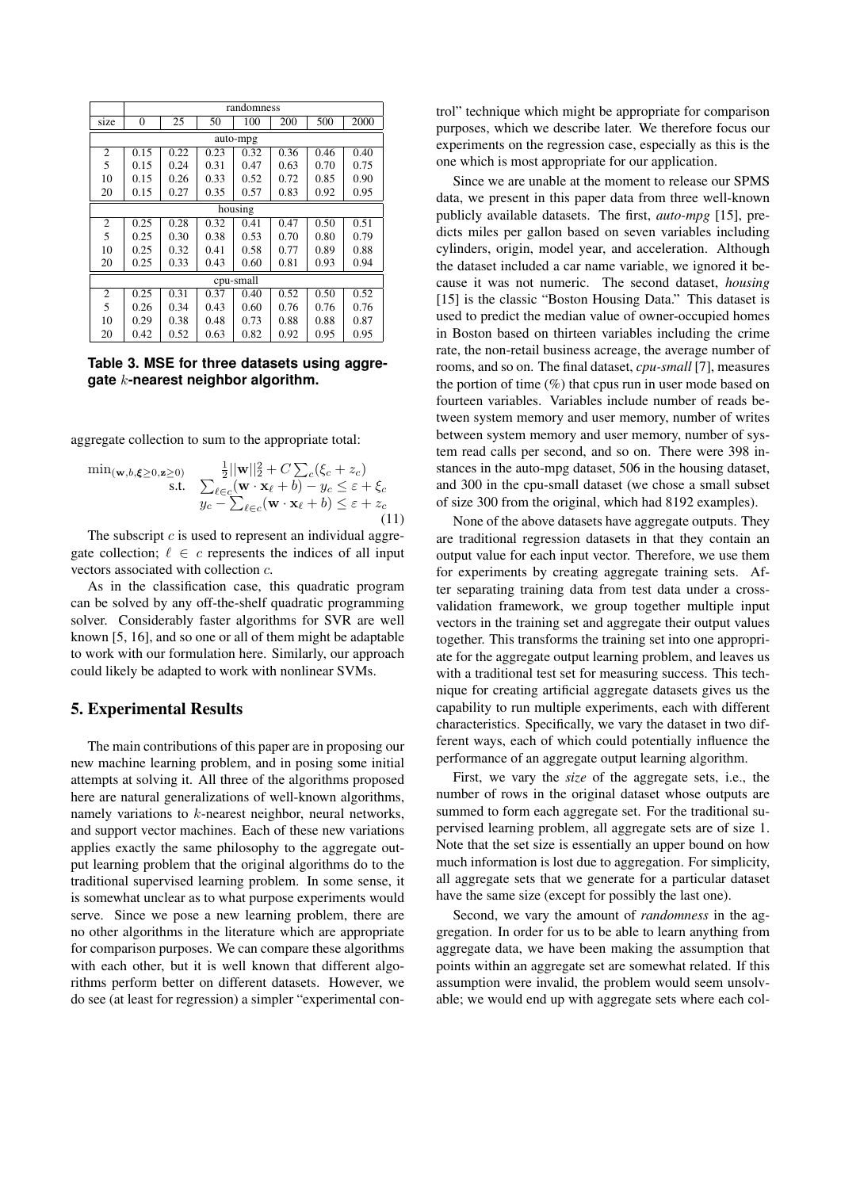| | randomness | | | | | | |
|---|---|---|---|---|---|---|---|
| size | 0 | 25 | 50 | 100 | 200 | 500 | 2000 |
| auto-mpg | | | | | | | |
| 2 | 0.15 | 0.22 | 0.23 | 0.32 | 0.36 | 0.46 | 0.40 |
| 5 | 0.15 | 0.24 | 0.31 | 0.47 | 0.63 | 0.70 | 0.75 |
| 10 | 0.15 | 0.26 | 0.33 | 0.52 | 0.72 | 0.85 | 0.90 |
| 20 | 0.15 | 0.27 | 0.35 | 0.57 | 0.83 | 0.92 | 0.95 |
| housing | | | | | | | |
| 2 | 0.25 | 0.28 | 0.32 | 0.41 | 0.47 | 0.50 | 0.51 |
| 5 | 0.25 | 0.30 | 0.38 | 0.53 | 0.70 | 0.80 | 0.79 |
| 10 | 0.25 | 0.32 | 0.41 | 0.58 | 0.77 | 0.89 | 0.88 |
| 20 | 0.25 | 0.33 | 0.43 | 0.60 | 0.81 | 0.93 | 0.94 |
| cpu-small | | | | | | | |
| 2 | 0.25 | 0.31 | 0.37 | 0.40 | 0.52 | 0.50 | 0.52 |
| 5 | 0.26 | 0.34 | 0.43 | 0.60 | 0.76 | 0.76 | 0.76 |
| 10 | 0.29 | 0.38 | 0.48 | 0.73 | 0.88 | 0.88 | 0.87 |
| 20 | 0.42 | 0.52 | 0.63 | 0.82 | 0.92 | 0.95 | 0.95 |

**Table 3. MSE for three datasets using aggregate $k$-nearest neighbor algorithm.**

aggregate collection to sum to the appropriate total:

$$\begin{array}{ll} \min_{(\mathbf{w},b,\boldsymbol{\xi}\geq 0,\mathbf{z}\geq 0)} & \frac{1}{2}||\mathbf{w}||_2^2 + C\sum_c(\xi_c + z_c) \\ \text{s.t.} & \sum_{\ell\in c}(\mathbf{w}\cdot\mathbf{x}_\ell + b) - y_c \leq \varepsilon + \xi_c \\ & y_c - \sum_{\ell\in c}(\mathbf{w}\cdot\mathbf{x}_\ell + b) \leq \varepsilon + z_c \end{array} \quad (11)$$

The subscript $c$ is used to represent an individual aggregate collection; $\ell \in c$ represents the indices of all input vectors associated with collection $c$.

As in the classification case, this quadratic program can be solved by any off-the-shelf quadratic programming solver. Considerably faster algorithms for SVR are well known [5, 16], and so one or all of them might be adaptable to work with our formulation here. Similarly, our approach could likely be adapted to work with nonlinear SVMs.

## 5. Experimental Results

The main contributions of this paper are in proposing our new machine learning problem, and in posing some initial attempts at solving it. All three of the algorithms proposed here are natural generalizations of well-known algorithms, namely variations to $k$-nearest neighbor, neural networks, and support vector machines. Each of these new variations applies exactly the same philosophy to the aggregate output learning problem that the original algorithms do to the traditional supervised learning problem. In some sense, it is somewhat unclear as to what purpose experiments would serve. Since we pose a new learning problem, there are no other algorithms in the literature which are appropriate for comparison purposes. We can compare these algorithms with each other, but it is well known that different algorithms perform better on different datasets. However, we do see (at least for regression) a simpler "experimental control" technique which might be appropriate for comparison purposes, which we describe later. We therefore focus our experiments on the regression case, especially as this is the one which is most appropriate for our application.

Since we are unable at the moment to release our SPMS data, we present in this paper data from three well-known publicly available datasets. The first, *auto-mpg* [15], predicts miles per gallon based on seven variables including cylinders, origin, model year, and acceleration. Although the dataset included a car name variable, we ignored it because it was not numeric. The second dataset, *housing* [15] is the classic "Boston Housing Data." This dataset is used to predict the median value of owner-occupied homes in Boston based on thirteen variables including the crime rate, the non-retail business acreage, the average number of rooms, and so on. The final dataset, *cpu-small* [7], measures the portion of time (%) that cpus run in user mode based on fourteen variables. Variables include number of reads between system memory and user memory, number of writes between system memory and user memory, number of system read calls per second, and so on. There were 398 instances in the auto-mpg dataset, 506 in the housing dataset, and 300 in the cpu-small dataset (we chose a small subset of size 300 from the original, which had 8192 examples).

None of the above datasets have aggregate outputs. They are traditional regression datasets in that they contain an output value for each input vector. Therefore, we use them for experiments by creating aggregate training sets. After separating training data from test data under a cross-validation framework, we group together multiple input vectors in the training set and aggregate their output values together. This transforms the training set into one appropriate for the aggregate output learning problem, and leaves us with a traditional test set for measuring success. This technique for creating artificial aggregate datasets gives us the capability to run multiple experiments, each with different characteristics. Specifically, we vary the dataset in two different ways, each of which could potentially influence the performance of an aggregate output learning algorithm.

First, we vary the *size* of the aggregate sets, i.e., the number of rows in the original dataset whose outputs are summed to form each aggregate set. For the traditional supervised learning problem, all aggregate sets are of size 1. Note that the set size is essentially an upper bound on how much information is lost due to aggregation. For simplicity, all aggregate sets that we generate for a particular dataset have the same size (except for possibly the last one).

Second, we vary the amount of *randomness* in the aggregation. In order for us to be able to learn anything from aggregate data, we have been making the assumption that points within an aggregate set are somewhat related. If this assumption were invalid, the problem would seem unsolvable; we would end up with aggregate sets where each col-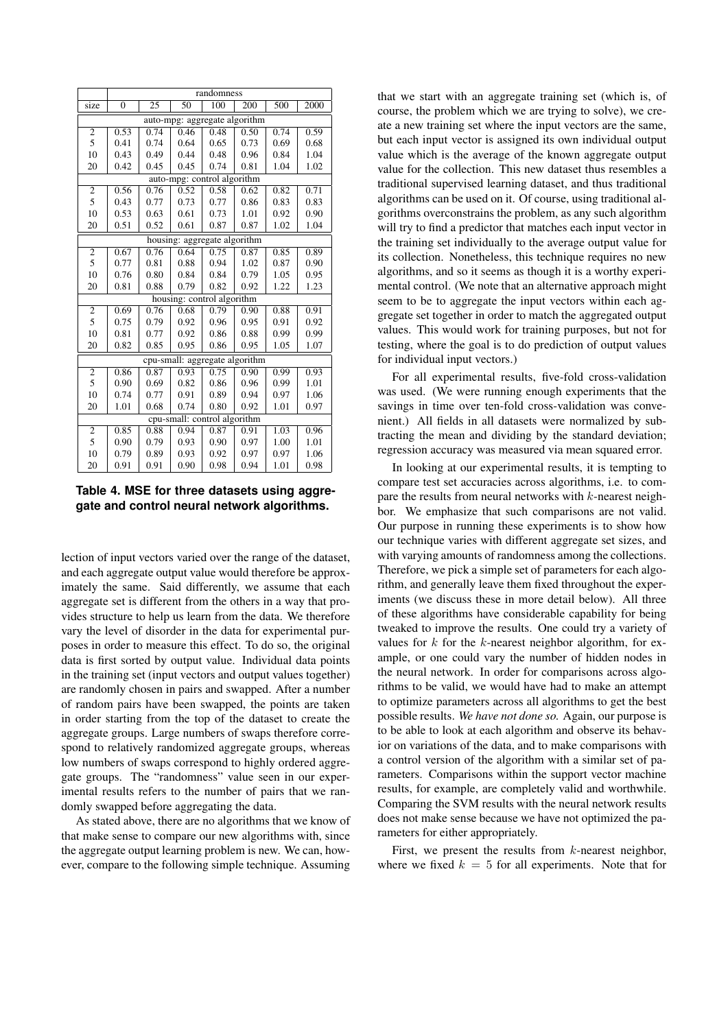| | randomness | | | | | | |
|---|---|---|---|---|---|---|---|
| size | 0 | 25 | 50 | 100 | 200 | 500 | 2000 |
| auto-mpg: aggregate algorithm | | | | | | | |
| 2 | 0.53 | 0.74 | 0.46 | 0.48 | 0.50 | 0.74 | 0.59 |
| 5 | 0.41 | 0.74 | 0.64 | 0.65 | 0.73 | 0.69 | 0.68 |
| 10 | 0.43 | 0.49 | 0.44 | 0.48 | 0.96 | 0.84 | 1.04 |
| 20 | 0.42 | 0.45 | 0.45 | 0.74 | 0.81 | 1.04 | 1.02 |
| auto-mpg: control algorithm | | | | | | | |
| 2 | 0.56 | 0.76 | 0.52 | 0.58 | 0.62 | 0.82 | 0.71 |
| 5 | 0.43 | 0.77 | 0.73 | 0.77 | 0.86 | 0.83 | 0.83 |
| 10 | 0.53 | 0.63 | 0.61 | 0.73 | 1.01 | 0.92 | 0.90 |
| 20 | 0.51 | 0.52 | 0.61 | 0.87 | 0.87 | 1.02 | 1.04 |
| housing: aggregate algorithm | | | | | | | |
| 2 | 0.67 | 0.76 | 0.64 | 0.75 | 0.87 | 0.85 | 0.89 |
| 5 | 0.77 | 0.81 | 0.88 | 0.94 | 1.02 | 0.87 | 0.90 |
| 10 | 0.76 | 0.80 | 0.84 | 0.84 | 0.79 | 1.05 | 0.95 |
| 20 | 0.81 | 0.88 | 0.79 | 0.82 | 0.92 | 1.22 | 1.23 |
| housing: control algorithm | | | | | | | |
| 2 | 0.69 | 0.76 | 0.68 | 0.79 | 0.90 | 0.88 | 0.91 |
| 5 | 0.75 | 0.79 | 0.92 | 0.96 | 0.95 | 0.91 | 0.92 |
| 10 | 0.81 | 0.77 | 0.92 | 0.86 | 0.88 | 0.99 | 0.99 |
| 20 | 0.82 | 0.85 | 0.95 | 0.86 | 0.95 | 1.05 | 1.07 |
| cpu-small: aggregate algorithm | | | | | | | |
| 2 | 0.86 | 0.87 | 0.93 | 0.75 | 0.90 | 0.99 | 0.93 |
| 5 | 0.90 | 0.69 | 0.82 | 0.86 | 0.96 | 0.99 | 1.01 |
| 10 | 0.74 | 0.77 | 0.91 | 0.89 | 0.94 | 0.97 | 1.06 |
| 20 | 1.01 | 0.68 | 0.74 | 0.80 | 0.92 | 1.01 | 0.97 |
| cpu-small: control algorithm | | | | | | | |
| 2 | 0.85 | 0.88 | 0.94 | 0.87 | 0.91 | 1.03 | 0.96 |
| 5 | 0.90 | 0.79 | 0.93 | 0.90 | 0.97 | 1.00 | 1.01 |
| 10 | 0.79 | 0.89 | 0.93 | 0.92 | 0.97 | 0.97 | 1.06 |
| 20 | 0.91 | 0.91 | 0.90 | 0.98 | 0.94 | 1.01 | 0.98 |

**Table 4. MSE for three datasets using aggregate and control neural network algorithms.**

lection of input vectors varied over the range of the dataset, and each aggregate output value would therefore be approximately the same. Said differently, we assume that each aggregate set is different from the others in a way that provides structure to help us learn from the data. We therefore vary the level of disorder in the data for experimental purposes in order to measure this effect. To do so, the original data is first sorted by output value. Individual data points in the training set (input vectors and output values together) are randomly chosen in pairs and swapped. After a number of random pairs have been swapped, the points are taken in order starting from the top of the dataset to create the aggregate groups. Large numbers of swaps therefore correspond to relatively randomized aggregate groups, whereas low numbers of swaps correspond to highly ordered aggregate groups. The "randomness" value seen in our experimental results refers to the number of pairs that we randomly swapped before aggregating the data.

As stated above, there are no algorithms that we know of that make sense to compare our new algorithms with, since the aggregate output learning problem is new. We can, however, compare to the following simple technique. Assuming that we start with an aggregate training set (which is, of course, the problem which we are trying to solve), we create a new training set where the input vectors are the same, but each input vector is assigned its own individual output value which is the average of the known aggregate output value for the collection. This new dataset thus resembles a traditional supervised learning dataset, and thus traditional algorithms can be used on it. Of course, using traditional algorithms overconstrains the problem, as any such algorithm will try to find a predictor that matches each input vector in the training set individually to the average output value for its collection. Nonetheless, this technique requires no new algorithms, and so it seems as though it is a worthy experimental control. (We note that an alternative approach might seem to be to aggregate the input vectors within each aggregate set together in order to match the aggregated output values. This would work for training purposes, but not for testing, where the goal is to do prediction of output values for individual input vectors.)

For all experimental results, five-fold cross-validation was used. (We were running enough experiments that the savings in time over ten-fold cross-validation was convenient.) All fields in all datasets were normalized by subtracting the mean and dividing by the standard deviation; regression accuracy was measured via mean squared error.

In looking at our experimental results, it is tempting to compare test set accuracies across algorithms, i.e. to compare the results from neural networks with $k$-nearest neighbor. We emphasize that such comparisons are not valid. Our purpose in running these experiments is to show how our technique varies with different aggregate set sizes, and with varying amounts of randomness among the collections. Therefore, we pick a simple set of parameters for each algorithm, and generally leave them fixed throughout the experiments (we discuss these in more detail below). All three of these algorithms have considerable capability for being tweaked to improve the results. One could try a variety of values for $k$ for the $k$-nearest neighbor algorithm, for example, or one could vary the number of hidden nodes in the neural network. In order for comparisons across algorithms to be valid, we would have had to make an attempt to optimize parameters across all algorithms to get the best possible results. *We have not done so.* Again, our purpose is to be able to look at each algorithm and observe its behavior on variations of the data, and to make comparisons with a control version of the algorithm with a similar set of parameters. Comparisons within the support vector machine results, for example, are completely valid and worthwhile. Comparing the SVM results with the neural network results does not make sense because we have not optimized the parameters for either appropriately.

First, we present the results from $k$-nearest neighbor, where we fixed $k = 5$ for all experiments. Note that for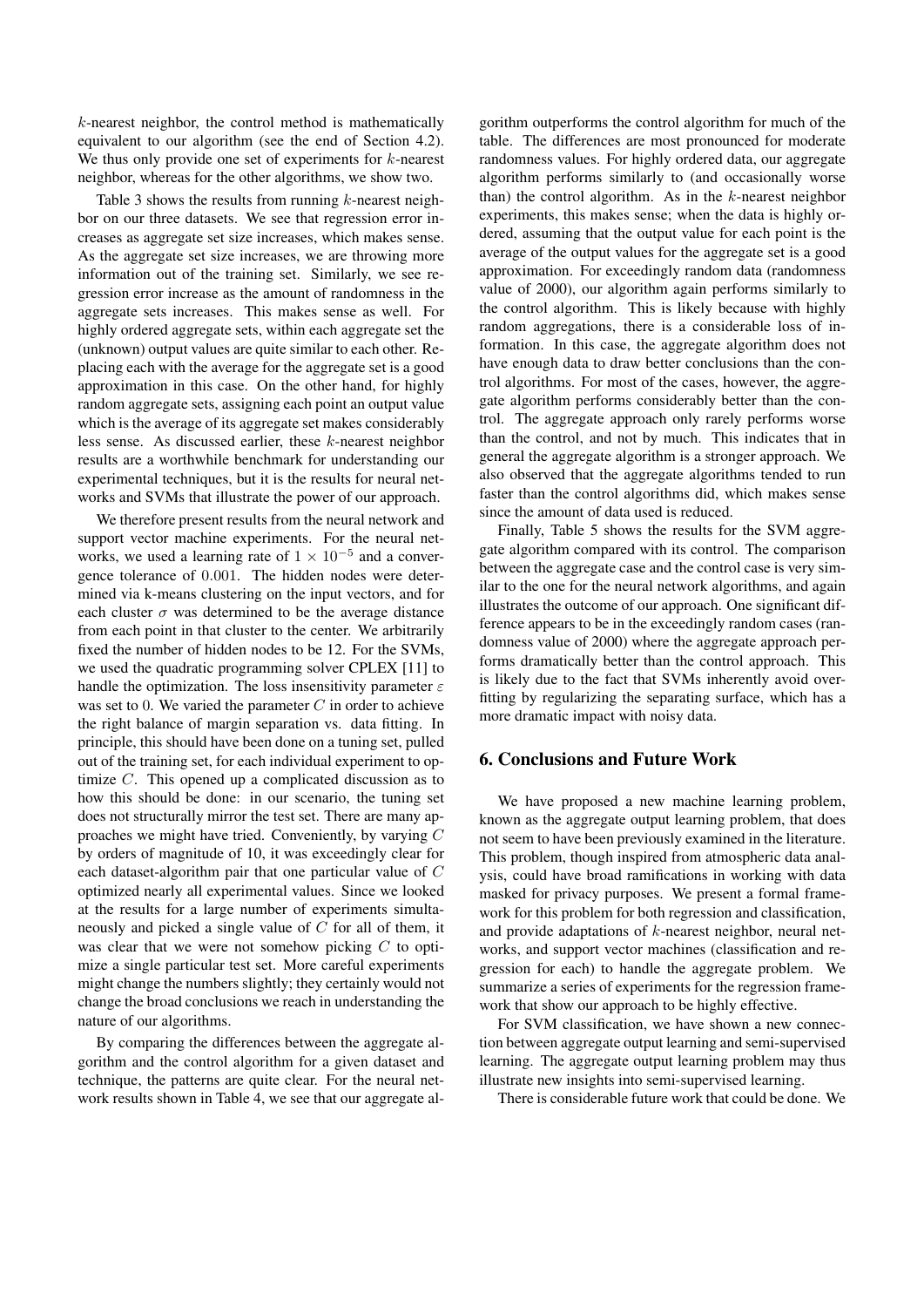$k$-nearest neighbor, the control method is mathematically equivalent to our algorithm (see the end of Section 4.2). We thus only provide one set of experiments for $k$-nearest neighbor, whereas for the other algorithms, we show two.

Table 3 shows the results from running $k$-nearest neighbor on our three datasets. We see that regression error increases as aggregate set size increases, which makes sense. As the aggregate set size increases, we are throwing more information out of the training set. Similarly, we see regression error increase as the amount of randomness in the aggregate sets increases. This makes sense as well. For highly ordered aggregate sets, within each aggregate set the (unknown) output values are quite similar to each other. Replacing each with the average for the aggregate set is a good approximation in this case. On the other hand, for highly random aggregate sets, assigning each point an output value which is the average of its aggregate set makes considerably less sense. As discussed earlier, these $k$-nearest neighbor results are a worthwhile benchmark for understanding our experimental techniques, but it is the results for neural networks and SVMs that illustrate the power of our approach.

We therefore present results from the neural network and support vector machine experiments. For the neural networks, we used a learning rate of $1 \times 10^{-5}$ and a convergence tolerance of $0.001$. The hidden nodes were determined via k-means clustering on the input vectors, and for each cluster $\sigma$ was determined to be the average distance from each point in that cluster to the center. We arbitrarily fixed the number of hidden nodes to be 12. For the SVMs, we used the quadratic programming solver CPLEX [11] to handle the optimization. The loss insensitivity parameter $\varepsilon$ was set to 0. We varied the parameter $C$ in order to achieve the right balance of margin separation vs. data fitting. In principle, this should have been done on a tuning set, pulled out of the training set, for each individual experiment to optimize $C$. This opened up a complicated discussion as to how this should be done: in our scenario, the tuning set does not structurally mirror the test set. There are many approaches we might have tried. Conveniently, by varying $C$ by orders of magnitude of 10, it was exceedingly clear for each dataset-algorithm pair that one particular value of $C$ optimized nearly all experimental values. Since we looked at the results for a large number of experiments simultaneously and picked a single value of $C$ for all of them, it was clear that we were not somehow picking $C$ to optimize a single particular test set. More careful experiments might change the numbers slightly; they certainly would not change the broad conclusions we reach in understanding the nature of our algorithms.

By comparing the differences between the aggregate algorithm and the control algorithm for a given dataset and technique, the patterns are quite clear. For the neural network results shown in Table 4, we see that our aggregate algorithm outperforms the control algorithm for much of the table. The differences are most pronounced for moderate randomness values. For highly ordered data, our aggregate algorithm performs similarly to (and occasionally worse than) the control algorithm. As in the $k$-nearest neighbor experiments, this makes sense; when the data is highly ordered, assuming that the output value for each point is the average of the output values for the aggregate set is a good approximation. For exceedingly random data (randomness value of 2000), our algorithm again performs similarly to the control algorithm. This is likely because with highly random aggregations, there is a considerable loss of information. In this case, the aggregate algorithm does not have enough data to draw better conclusions than the control algorithms. For most of the cases, however, the aggregate algorithm performs considerably better than the control. The aggregate approach only rarely performs worse than the control, and not by much. This indicates that in general the aggregate algorithm is a stronger approach. We also observed that the aggregate algorithms tended to run faster than the control algorithms did, which makes sense since the amount of data used is reduced.

Finally, Table 5 shows the results for the SVM aggregate algorithm compared with its control. The comparison between the aggregate case and the control case is very similar to the one for the neural network algorithms, and again illustrates the outcome of our approach. One significant difference appears to be in the exceedingly random cases (randomness value of 2000) where the aggregate approach performs dramatically better than the control approach. This is likely due to the fact that SVMs inherently avoid overfitting by regularizing the separating surface, which has a more dramatic impact with noisy data.

## 6. Conclusions and Future Work

We have proposed a new machine learning problem, known as the aggregate output learning problem, that does not seem to have been previously examined in the literature. This problem, though inspired from atmospheric data analysis, could have broad ramifications in working with data masked for privacy purposes. We present a formal framework for this problem for both regression and classification, and provide adaptations of $k$-nearest neighbor, neural networks, and support vector machines (classification and regression for each) to handle the aggregate problem. We summarize a series of experiments for the regression framework that show our approach to be highly effective.

For SVM classification, we have shown a new connection between aggregate output learning and semi-supervised learning. The aggregate output learning problem may thus illustrate new insights into semi-supervised learning.

There is considerable future work that could be done. We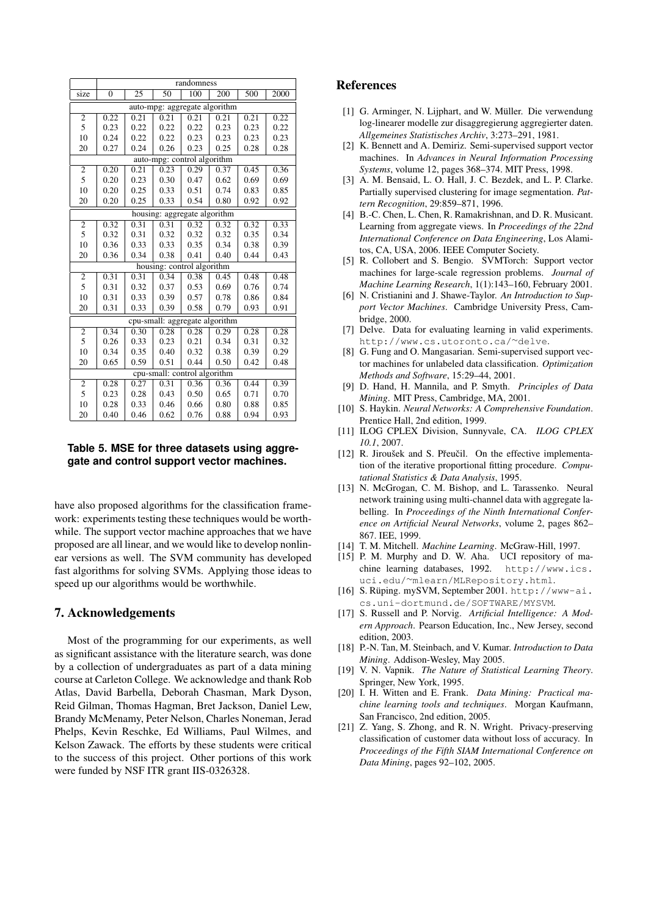| | randomness | | | | | | |
|---|---|---|---|---|---|---|---|
| size | 0 | 25 | 50 | 100 | 200 | 500 | 2000 |
| auto-mpg: aggregate algorithm | | | | | | | |
| 2 | 0.22 | 0.21 | 0.21 | 0.21 | 0.21 | 0.21 | 0.22 |
| 5 | 0.23 | 0.22 | 0.22 | 0.22 | 0.23 | 0.23 | 0.22 |
| 10 | 0.24 | 0.22 | 0.22 | 0.23 | 0.23 | 0.23 | 0.23 |
| 20 | 0.27 | 0.24 | 0.26 | 0.23 | 0.25 | 0.28 | 0.28 |
| auto-mpg: control algorithm | | | | | | | |
| 2 | 0.20 | 0.21 | 0.23 | 0.29 | 0.37 | 0.45 | 0.36 |
| 5 | 0.20 | 0.23 | 0.30 | 0.47 | 0.62 | 0.69 | 0.69 |
| 10 | 0.20 | 0.25 | 0.33 | 0.51 | 0.74 | 0.83 | 0.85 |
| 20 | 0.20 | 0.25 | 0.33 | 0.54 | 0.80 | 0.92 | 0.92 |
| housing: aggregate algorithm | | | | | | | |
| 2 | 0.32 | 0.31 | 0.31 | 0.32 | 0.32 | 0.32 | 0.33 |
| 5 | 0.32 | 0.31 | 0.32 | 0.32 | 0.32 | 0.35 | 0.34 |
| 10 | 0.36 | 0.33 | 0.33 | 0.35 | 0.34 | 0.38 | 0.39 |
| 20 | 0.36 | 0.34 | 0.38 | 0.41 | 0.40 | 0.44 | 0.43 |
| housing: control algorithm | | | | | | | |
| 2 | 0.31 | 0.31 | 0.34 | 0.38 | 0.45 | 0.48 | 0.48 |
| 5 | 0.31 | 0.32 | 0.37 | 0.53 | 0.69 | 0.76 | 0.74 |
| 10 | 0.31 | 0.33 | 0.39 | 0.57 | 0.78 | 0.86 | 0.84 |
| 20 | 0.31 | 0.33 | 0.39 | 0.58 | 0.79 | 0.93 | 0.91 |
| cpu-small: aggregate algorithm | | | | | | | |
| 2 | 0.34 | 0.30 | 0.28 | 0.28 | 0.29 | 0.28 | 0.28 |
| 5 | 0.26 | 0.33 | 0.23 | 0.21 | 0.34 | 0.31 | 0.32 |
| 10 | 0.34 | 0.35 | 0.40 | 0.32 | 0.38 | 0.39 | 0.29 |
| 20 | 0.65 | 0.59 | 0.51 | 0.44 | 0.50 | 0.42 | 0.48 |
| cpu-small: control algorithm | | | | | | | |
| 2 | 0.28 | 0.27 | 0.31 | 0.36 | 0.36 | 0.44 | 0.39 |
| 5 | 0.23 | 0.28 | 0.43 | 0.50 | 0.65 | 0.71 | 0.70 |
| 10 | 0.28 | 0.33 | 0.46 | 0.66 | 0.80 | 0.88 | 0.85 |
| 20 | 0.40 | 0.46 | 0.62 | 0.76 | 0.88 | 0.94 | 0.93 |

**Table 5. MSE for three datasets using aggregate and control support vector machines.**

have also proposed algorithms for the classification framework: experiments testing these techniques would be worthwhile. The support vector machine approaches that we have proposed are all linear, and we would like to develop nonlinear versions as well. The SVM community has developed fast algorithms for solving SVMs. Applying those ideas to speed up our algorithms would be worthwhile.

## 7. Acknowledgements

Most of the programming for our experiments, as well as significant assistance with the literature search, was done by a collection of undergraduates as part of a data mining course at Carleton College. We acknowledge and thank Rob Atlas, David Barbella, Deborah Chasman, Mark Dyson, Reid Gilman, Thomas Hagman, Bret Jackson, Daniel Lew, Brandy McMenamy, Peter Nelson, Charles Noneman, Jerad Phelps, Kevin Reschke, Ed Williams, Paul Wilmes, and Kelson Zawack. The efforts by these students were critical to the success of this project. Other portions of this work were funded by NSF ITR grant IIS-0326328.

## References

[1] G. Arminger, N. Lijphart, and W. Müller. Die verwendung log-linearer modelle zur disaggregierung aggregierter daten. *Allgemeines Statistisches Archiv*, 3:273–291, 1981.

[2] K. Bennett and A. Demiriz. Semi-supervised support vector machines. In *Advances in Neural Information Processing Systems*, volume 12, pages 368–374. MIT Press, 1998.

[3] A. M. Bensaid, L. O. Hall, J. C. Bezdek, and L. P. Clarke. Partially supervised clustering for image segmentation. *Pattern Recognition*, 29:859–871, 1996.

[4] B.-C. Chen, L. Chen, R. Ramakrishnan, and D. R. Musicant. Learning from aggregate views. In *Proceedings of the 22nd International Conference on Data Engineering*, Los Alamitos, CA, USA, 2006. IEEE Computer Society.

[5] R. Collobert and S. Bengio. SVMTorch: Support vector machines for large-scale regression problems. *Journal of Machine Learning Research*, 1(1):143–160, February 2001.

[6] N. Cristianini and J. Shawe-Taylor. *An Introduction to Support Vector Machines*. Cambridge University Press, Cambridge, 2000.

[7] Delve. Data for evaluating learning in valid experiments. `http://www.cs.utoronto.ca/~delve`.

[8] G. Fung and O. Mangasarian. Semi-supervised support vector machines for unlabeled data classification. *Optimization Methods and Software*, 15:29–44, 2001.

[9] D. Hand, H. Mannila, and P. Smyth. *Principles of Data Mining*. MIT Press, Cambridge, MA, 2001.

[10] S. Haykin. *Neural Networks: A Comprehensive Foundation*. Prentice Hall, 2nd edition, 1999.

[11] ILOG CPLEX Division, Sunnyvale, CA. *ILOG CPLEX 10.1*, 2007.

[12] R. Jiroušek and S. Přeučil. On the effective implementation of the iterative proportional fitting procedure. *Computational Statistics & Data Analysis*, 1995.

[13] N. McGrogan, C. M. Bishop, and L. Tarassenko. Neural network training using multi-channel data with aggregate labelling. In *Proceedings of the Ninth International Conference on Artificial Neural Networks*, volume 2, pages 862–867. IEE, 1999.

[14] T. M. Mitchell. *Machine Learning*. McGraw-Hill, 1997.

[15] P. M. Murphy and D. W. Aha. UCI repository of machine learning databases, 1992. `http://www.ics.uci.edu/~mlearn/MLRepository.html`.

[16] S. Rüping. mySVM, September 2001. `http://www-ai.cs.uni-dortmund.de/SOFTWARE/MYSVM`.

[17] S. Russell and P. Norvig. *Artificial Intelligence: A Modern Approach*. Pearson Education, Inc., New Jersey, second edition, 2003.

[18] P.-N. Tan, M. Steinbach, and V. Kumar. *Introduction to Data Mining*. Addison-Wesley, May 2005.

[19] V. N. Vapnik. *The Nature of Statistical Learning Theory*. Springer, New York, 1995.

[20] I. H. Witten and E. Frank. *Data Mining: Practical machine learning tools and techniques*. Morgan Kaufmann, San Francisco, 2nd edition, 2005.

[21] Z. Yang, S. Zhong, and R. N. Wright. Privacy-preserving classification of customer data without loss of accuracy. In *Proceedings of the Fifth SIAM International Conference on Data Mining*, pages 92–102, 2005.